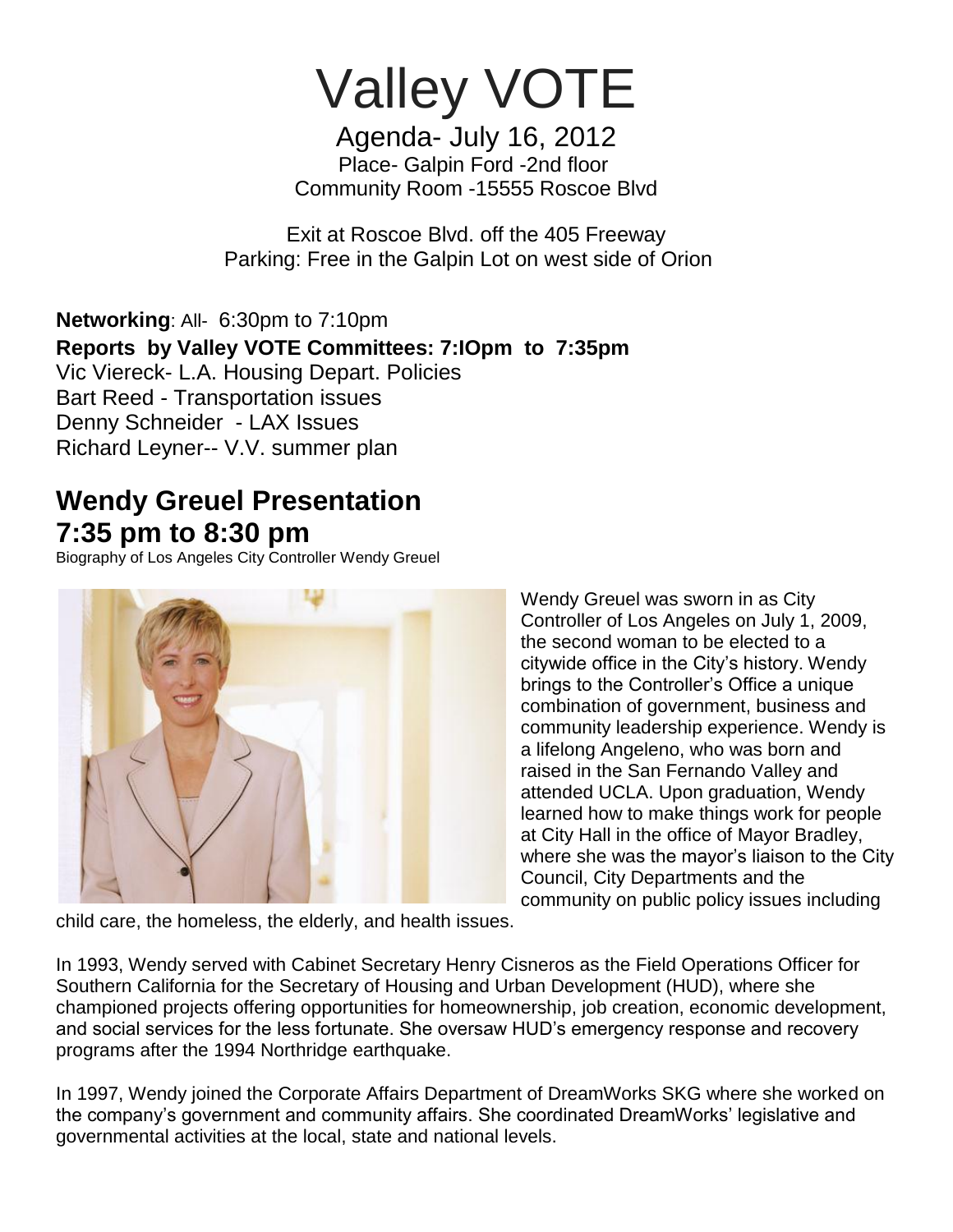# Valley VOTE

## Agenda- July 16, 2012

Place- Galpin Ford -2nd floor
Community Room -15555 Roscoe Blvd

Exit at Roscoe Blvd. off the 405 Freeway
Parking: Free in the Galpin Lot on west side of Orion

**Networking**: All- 6:30pm to 7:10pm

**Reports by Valley VOTE Committees: 7:IOpm to 7:35pm**

Vic Viereck- L.A. Housing Depart. Policies
Bart Reed - Transportation issues
Denny Schneider - LAX Issues
Richard Leyner-- V.V. summer plan

## Wendy Greuel Presentation 7:35 pm to 8:30 pm

Biography of Los Angeles City Controller Wendy Greuel

Wendy Greuel was sworn in as City Controller of Los Angeles on July 1, 2009, the second woman to be elected to a citywide office in the City's history. Wendy brings to the Controller's Office a unique combination of government, business and community leadership experience. Wendy is a lifelong Angeleno, who was born and raised in the San Fernando Valley and attended UCLA. Upon graduation, Wendy learned how to make things work for people at City Hall in the office of Mayor Bradley, where she was the mayor's liaison to the City Council, City Departments and the community on public policy issues including child care, the homeless, the elderly, and health issues.

In 1993, Wendy served with Cabinet Secretary Henry Cisneros as the Field Operations Officer for Southern California for the Secretary of Housing and Urban Development (HUD), where she championed projects offering opportunities for homeownership, job creation, economic development, and social services for the less fortunate. She oversaw HUD's emergency response and recovery programs after the 1994 Northridge earthquake.

In 1997, Wendy joined the Corporate Affairs Department of DreamWorks SKG where she worked on the company's government and community affairs. She coordinated DreamWorks' legislative and governmental activities at the local, state and national levels.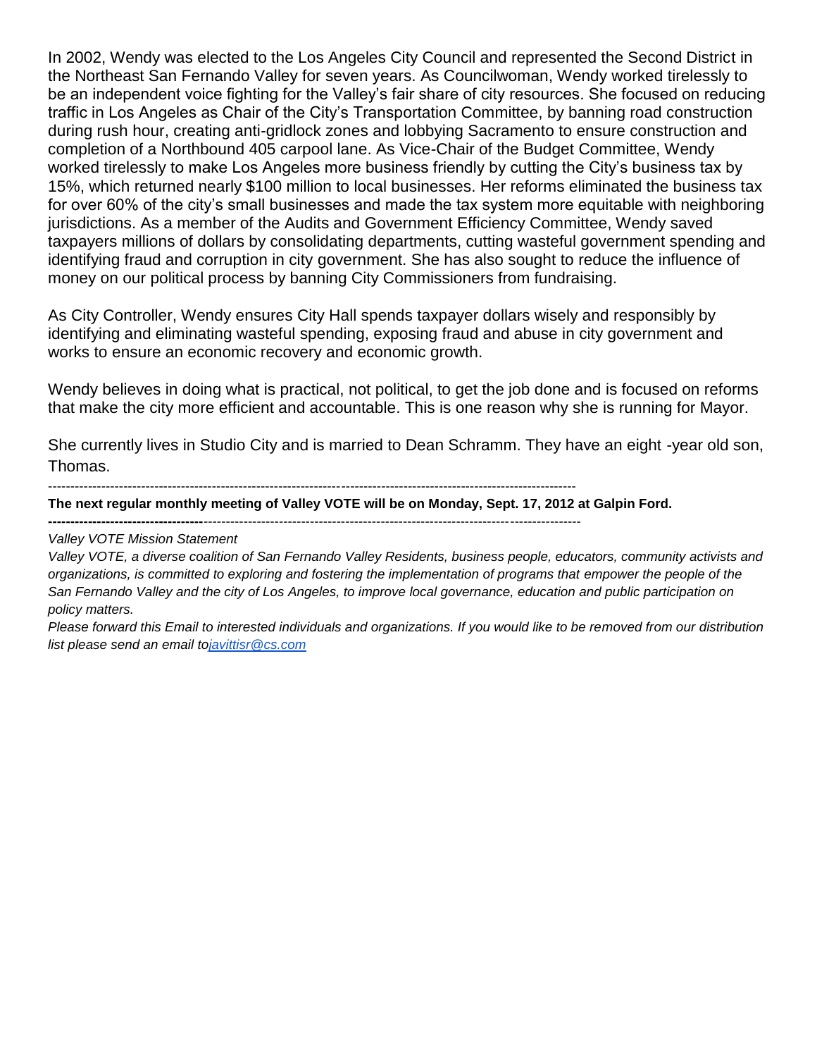In 2002, Wendy was elected to the Los Angeles City Council and represented the Second District in the Northeast San Fernando Valley for seven years. As Councilwoman, Wendy worked tirelessly to be an independent voice fighting for the Valley's fair share of city resources. She focused on reducing traffic in Los Angeles as Chair of the City's Transportation Committee, by banning road construction during rush hour, creating anti-gridlock zones and lobbying Sacramento to ensure construction and completion of a Northbound 405 carpool lane. As Vice-Chair of the Budget Committee, Wendy worked tirelessly to make Los Angeles more business friendly by cutting the City's business tax by 15%, which returned nearly $100 million to local businesses. Her reforms eliminated the business tax for over 60% of the city's small businesses and made the tax system more equitable with neighboring jurisdictions. As a member of the Audits and Government Efficiency Committee, Wendy saved taxpayers millions of dollars by consolidating departments, cutting wasteful government spending and identifying fraud and corruption in city government. She has also sought to reduce the influence of money on our political process by banning City Commissioners from fundraising.

As City Controller, Wendy ensures City Hall spends taxpayer dollars wisely and responsibly by identifying and eliminating wasteful spending, exposing fraud and abuse in city government and works to ensure an economic recovery and economic growth.

Wendy believes in doing what is practical, not political, to get the job done and is focused on reforms that make the city more efficient and accountable. This is one reason why she is running for Mayor.

She currently lives in Studio City and is married to Dean Schramm. They have an eight -year old son, Thomas.

---

**The next regular monthly meeting of Valley VOTE will be on Monday, Sept. 17, 2012 at Galpin Ford.**

---

*Valley VOTE Mission Statement*

*Valley VOTE, a diverse coalition of San Fernando Valley Residents, business people, educators, community activists and organizations, is committed to exploring and fostering the implementation of programs that empower the people of the San Fernando Valley and the city of Los Angeles, to improve local governance, education and public participation on policy matters.*

*Please forward this Email to interested individuals and organizations. If you would like to be removed from our distribution list please send an email tojavittisr@cs.com*